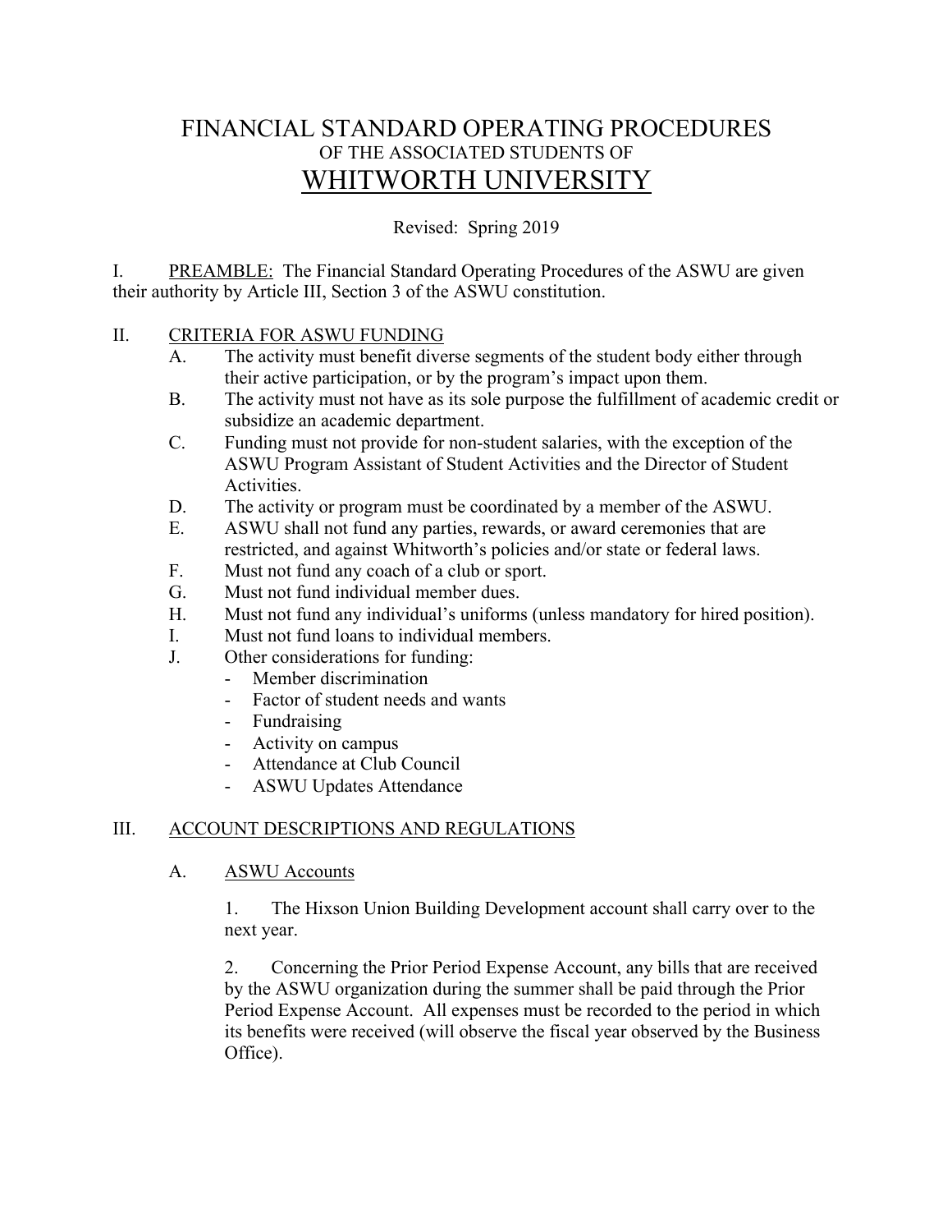# FINANCIAL STANDARD OPERATING PROCEDURES
## OF THE ASSOCIATED STUDENTS OF
# WHITWORTH UNIVERSITY

Revised: Spring 2019

I. PREAMBLE: The Financial Standard Operating Procedures of the ASWU are given their authority by Article III, Section 3 of the ASWU constitution.

II. CRITERIA FOR ASWU FUNDING

A. The activity must benefit diverse segments of the student body either through their active participation, or by the program's impact upon them.

B. The activity must not have as its sole purpose the fulfillment of academic credit or subsidize an academic department.

C. Funding must not provide for non-student salaries, with the exception of the ASWU Program Assistant of Student Activities and the Director of Student Activities.

D. The activity or program must be coordinated by a member of the ASWU.

E. ASWU shall not fund any parties, rewards, or award ceremonies that are restricted, and against Whitworth's policies and/or state or federal laws.

F. Must not fund any coach of a club or sport.

G. Must not fund individual member dues.

H. Must not fund any individual's uniforms (unless mandatory for hired position).

I. Must not fund loans to individual members.

J. Other considerations for funding:
- Member discrimination
- Factor of student needs and wants
- Fundraising
- Activity on campus
- Attendance at Club Council
- ASWU Updates Attendance

III. ACCOUNT DESCRIPTIONS AND REGULATIONS

A. ASWU Accounts

1. The Hixson Union Building Development account shall carry over to the next year.

2. Concerning the Prior Period Expense Account, any bills that are received by the ASWU organization during the summer shall be paid through the Prior Period Expense Account. All expenses must be recorded to the period in which its benefits were received (will observe the fiscal year observed by the Business Office).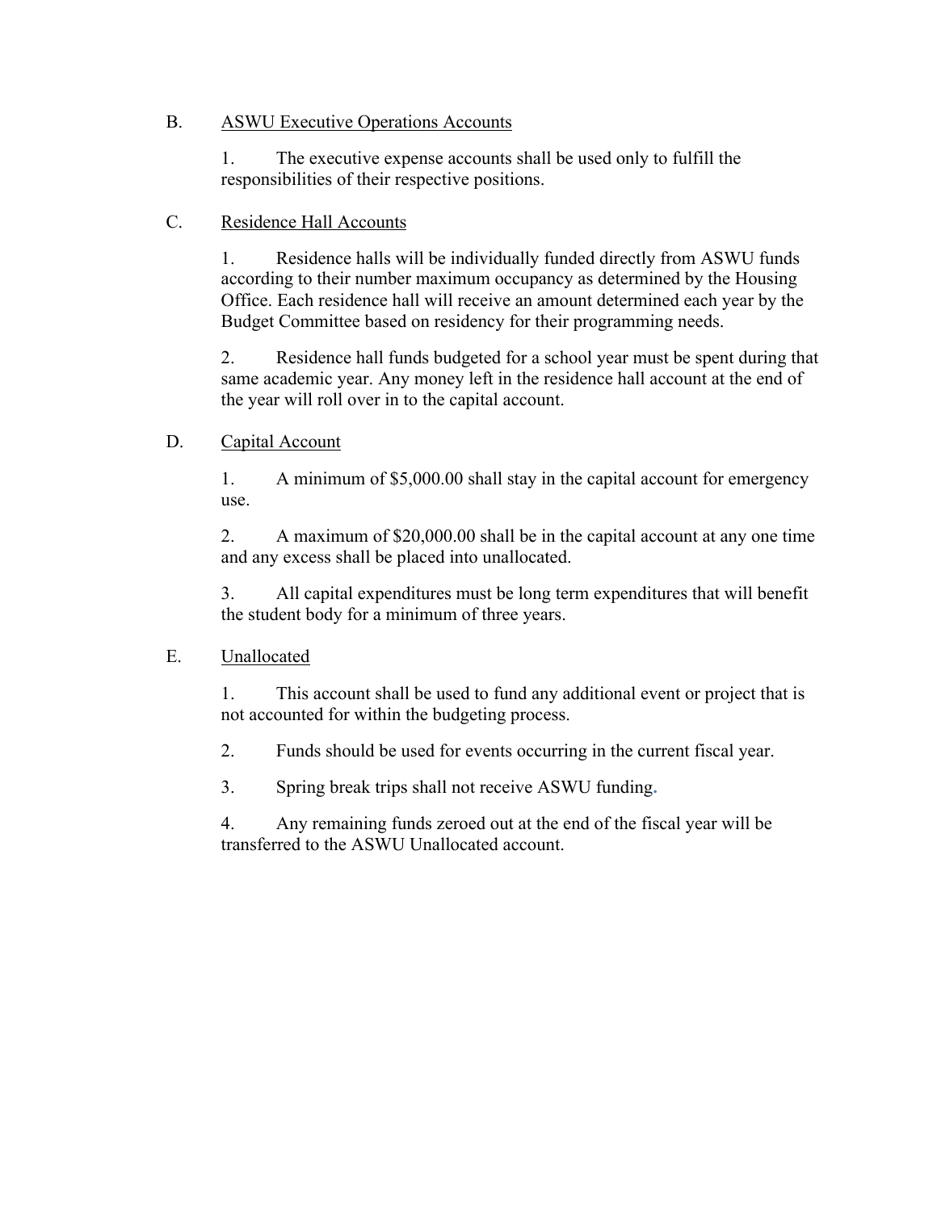B. <u>ASWU Executive Operations Accounts</u>

1. The executive expense accounts shall be used only to fulfill the responsibilities of their respective positions.

C. <u>Residence Hall Accounts</u>

1. Residence halls will be individually funded directly from ASWU funds according to their number maximum occupancy as determined by the Housing Office. Each residence hall will receive an amount determined each year by the Budget Committee based on residency for their programming needs.

2. Residence hall funds budgeted for a school year must be spent during that same academic year. Any money left in the residence hall account at the end of the year will roll over in to the capital account.

D. <u>Capital Account</u>

1. A minimum of $5,000.00 shall stay in the capital account for emergency use.

2. A maximum of $20,000.00 shall be in the capital account at any one time and any excess shall be placed into unallocated.

3. All capital expenditures must be long term expenditures that will benefit the student body for a minimum of three years.

E. <u>Unallocated</u>

1. This account shall be used to fund any additional event or project that is not accounted for within the budgeting process.

2. Funds should be used for events occurring in the current fiscal year.

3. Spring break trips shall not receive ASWU funding.

4. Any remaining funds zeroed out at the end of the fiscal year will be transferred to the ASWU Unallocated account.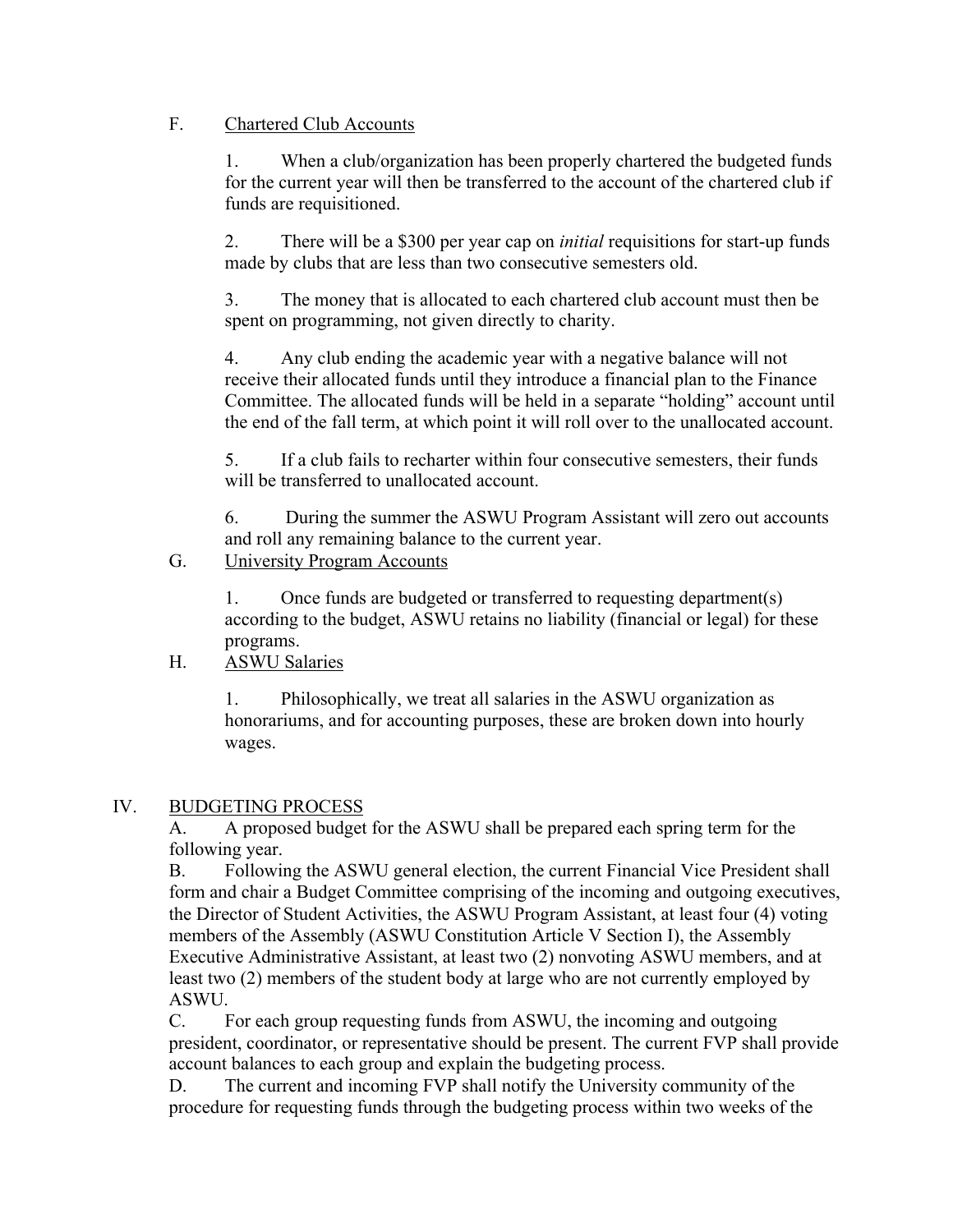F. Chartered Club Accounts

1. When a club/organization has been properly chartered the budgeted funds for the current year will then be transferred to the account of the chartered club if funds are requisitioned.

2. There will be a $300 per year cap on *initial* requisitions for start-up funds made by clubs that are less than two consecutive semesters old.

3. The money that is allocated to each chartered club account must then be spent on programming, not given directly to charity.

4. Any club ending the academic year with a negative balance will not receive their allocated funds until they introduce a financial plan to the Finance Committee. The allocated funds will be held in a separate "holding" account until the end of the fall term, at which point it will roll over to the unallocated account.

5. If a club fails to recharter within four consecutive semesters, their funds will be transferred to unallocated account.

6. During the summer the ASWU Program Assistant will zero out accounts and roll any remaining balance to the current year.

G. University Program Accounts

1. Once funds are budgeted or transferred to requesting department(s) according to the budget, ASWU retains no liability (financial or legal) for these programs.

H. ASWU Salaries

1. Philosophically, we treat all salaries in the ASWU organization as honorariums, and for accounting purposes, these are broken down into hourly wages.

## IV. BUDGETING PROCESS

A. A proposed budget for the ASWU shall be prepared each spring term for the following year.

B. Following the ASWU general election, the current Financial Vice President shall form and chair a Budget Committee comprising of the incoming and outgoing executives, the Director of Student Activities, the ASWU Program Assistant, at least four (4) voting members of the Assembly (ASWU Constitution Article V Section I), the Assembly Executive Administrative Assistant, at least two (2) nonvoting ASWU members, and at least two (2) members of the student body at large who are not currently employed by ASWU.

C. For each group requesting funds from ASWU, the incoming and outgoing president, coordinator, or representative should be present. The current FVP shall provide account balances to each group and explain the budgeting process.

D. The current and incoming FVP shall notify the University community of the procedure for requesting funds through the budgeting process within two weeks of the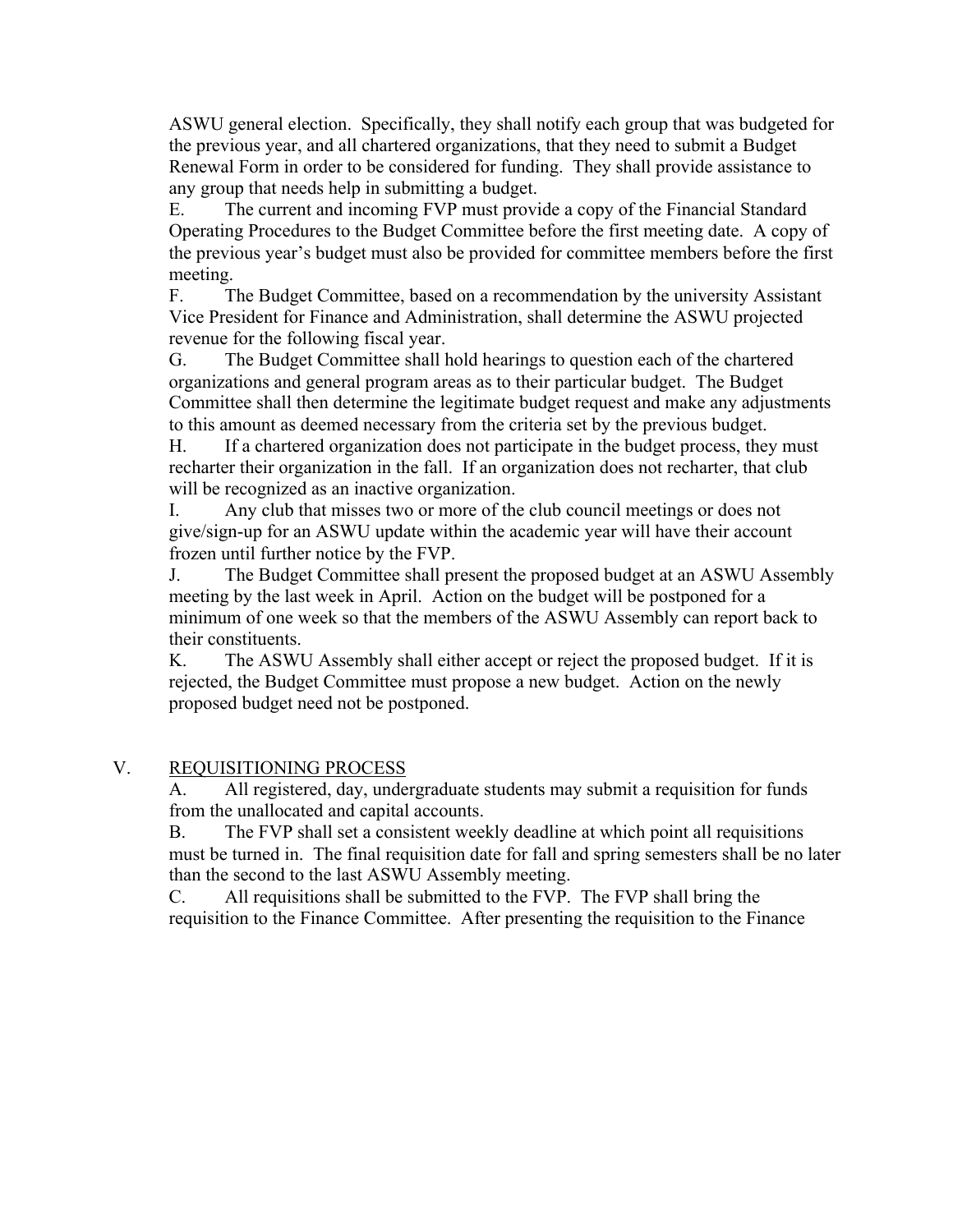ASWU general election. Specifically, they shall notify each group that was budgeted for the previous year, and all chartered organizations, that they need to submit a Budget Renewal Form in order to be considered for funding. They shall provide assistance to any group that needs help in submitting a budget.

E. The current and incoming FVP must provide a copy of the Financial Standard Operating Procedures to the Budget Committee before the first meeting date. A copy of the previous year's budget must also be provided for committee members before the first meeting.

F. The Budget Committee, based on a recommendation by the university Assistant Vice President for Finance and Administration, shall determine the ASWU projected revenue for the following fiscal year.

G. The Budget Committee shall hold hearings to question each of the chartered organizations and general program areas as to their particular budget. The Budget Committee shall then determine the legitimate budget request and make any adjustments to this amount as deemed necessary from the criteria set by the previous budget.

H. If a chartered organization does not participate in the budget process, they must recharter their organization in the fall. If an organization does not recharter, that club will be recognized as an inactive organization.

I. Any club that misses two or more of the club council meetings or does not give/sign-up for an ASWU update within the academic year will have their account frozen until further notice by the FVP.

J. The Budget Committee shall present the proposed budget at an ASWU Assembly meeting by the last week in April. Action on the budget will be postponed for a minimum of one week so that the members of the ASWU Assembly can report back to their constituents.

K. The ASWU Assembly shall either accept or reject the proposed budget. If it is rejected, the Budget Committee must propose a new budget. Action on the newly proposed budget need not be postponed.

## V. REQUISITIONING PROCESS

A. All registered, day, undergraduate students may submit a requisition for funds from the unallocated and capital accounts.

B. The FVP shall set a consistent weekly deadline at which point all requisitions must be turned in. The final requisition date for fall and spring semesters shall be no later than the second to the last ASWU Assembly meeting.

C. All requisitions shall be submitted to the FVP. The FVP shall bring the requisition to the Finance Committee. After presenting the requisition to the Finance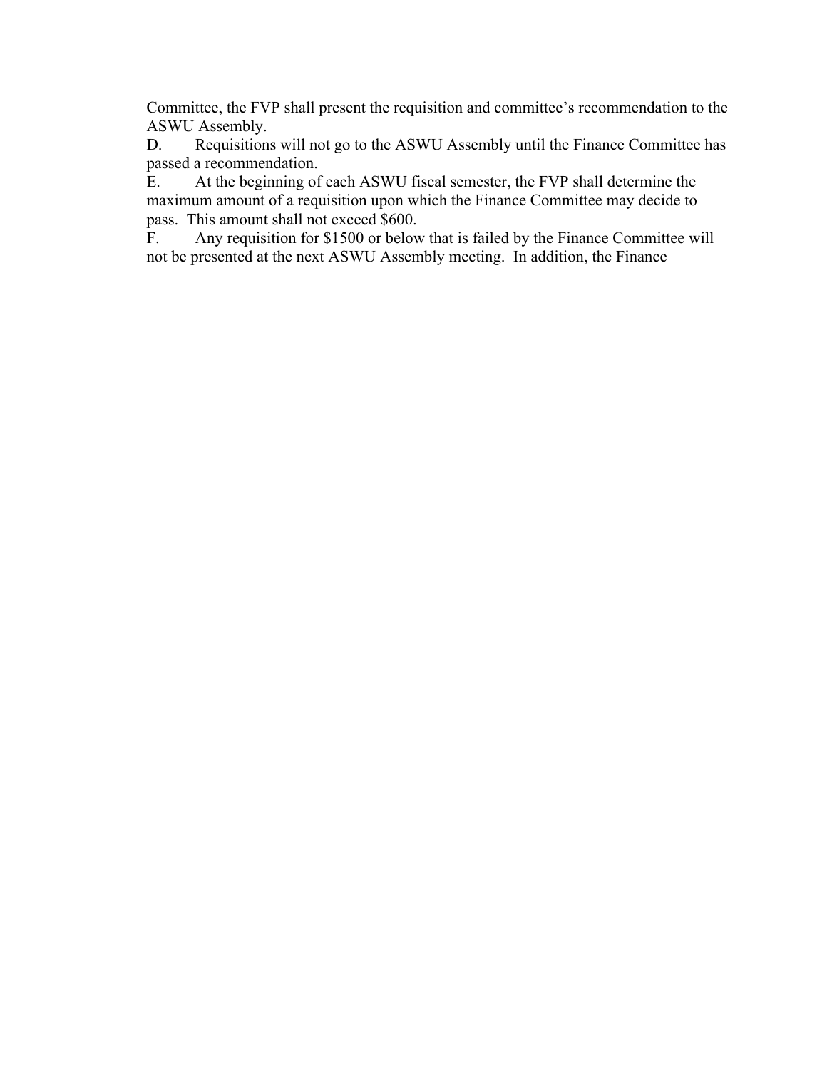Committee, the FVP shall present the requisition and committee's recommendation to the ASWU Assembly.

D. Requisitions will not go to the ASWU Assembly until the Finance Committee has passed a recommendation.

E. At the beginning of each ASWU fiscal semester, the FVP shall determine the maximum amount of a requisition upon which the Finance Committee may decide to pass. This amount shall not exceed $600.

F. Any requisition for $1500 or below that is failed by the Finance Committee will not be presented at the next ASWU Assembly meeting. In addition, the Finance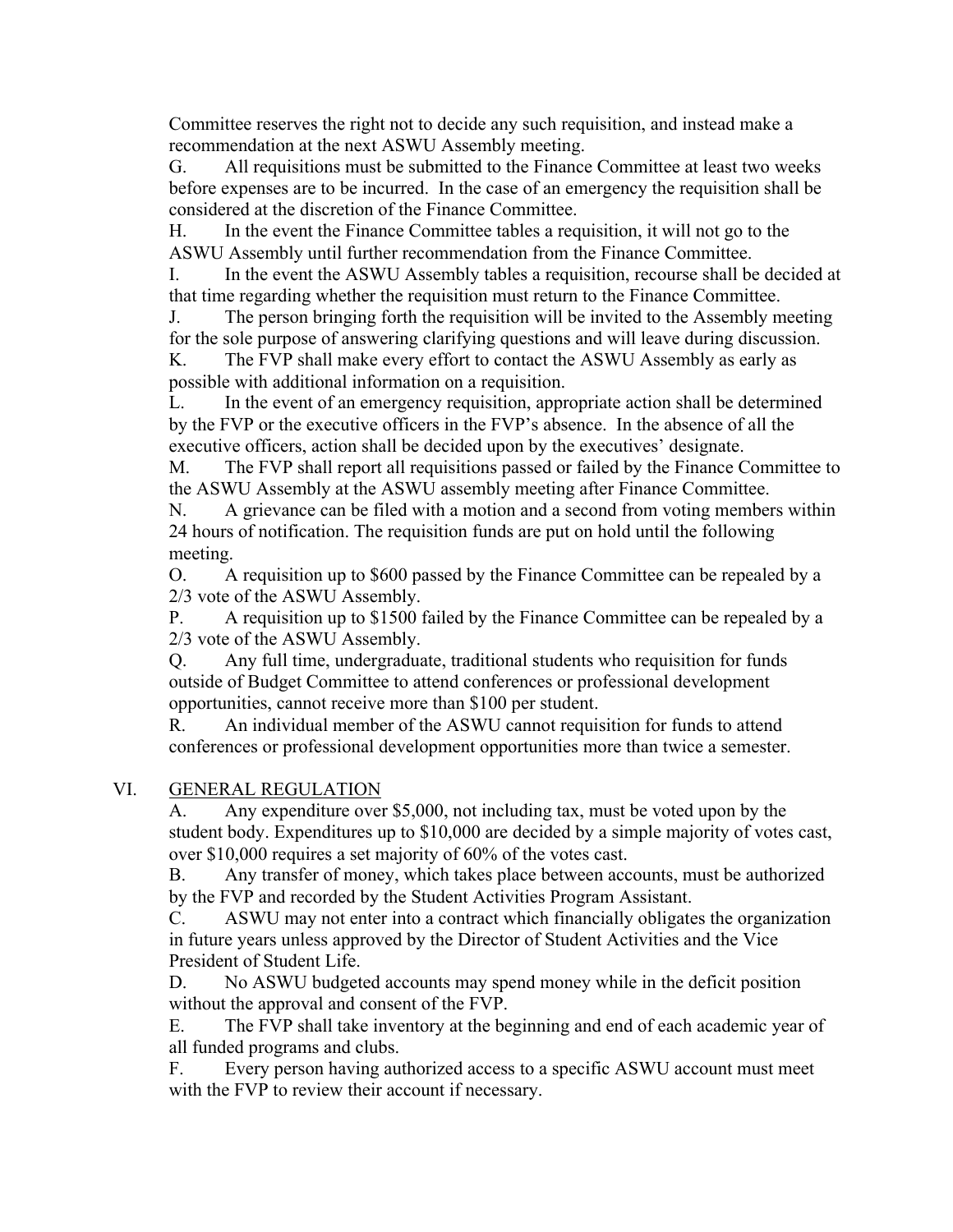Committee reserves the right not to decide any such requisition, and instead make a recommendation at the next ASWU Assembly meeting.

G. All requisitions must be submitted to the Finance Committee at least two weeks before expenses are to be incurred. In the case of an emergency the requisition shall be considered at the discretion of the Finance Committee.

H. In the event the Finance Committee tables a requisition, it will not go to the ASWU Assembly until further recommendation from the Finance Committee.

I. In the event the ASWU Assembly tables a requisition, recourse shall be decided at that time regarding whether the requisition must return to the Finance Committee.

J. The person bringing forth the requisition will be invited to the Assembly meeting for the sole purpose of answering clarifying questions and will leave during discussion.

K. The FVP shall make every effort to contact the ASWU Assembly as early as possible with additional information on a requisition.

L. In the event of an emergency requisition, appropriate action shall be determined by the FVP or the executive officers in the FVP's absence. In the absence of all the executive officers, action shall be decided upon by the executives' designate.

M. The FVP shall report all requisitions passed or failed by the Finance Committee to the ASWU Assembly at the ASWU assembly meeting after Finance Committee.

N. A grievance can be filed with a motion and a second from voting members within 24 hours of notification. The requisition funds are put on hold until the following meeting.

O. A requisition up to $600 passed by the Finance Committee can be repealed by a 2/3 vote of the ASWU Assembly.

P. A requisition up to $1500 failed by the Finance Committee can be repealed by a 2/3 vote of the ASWU Assembly.

Q. Any full time, undergraduate, traditional students who requisition for funds outside of Budget Committee to attend conferences or professional development opportunities, cannot receive more than $100 per student.

R. An individual member of the ASWU cannot requisition for funds to attend conferences or professional development opportunities more than twice a semester.

## VI. GENERAL REGULATION

A. Any expenditure over $5,000, not including tax, must be voted upon by the student body. Expenditures up to $10,000 are decided by a simple majority of votes cast, over $10,000 requires a set majority of 60% of the votes cast.

B. Any transfer of money, which takes place between accounts, must be authorized by the FVP and recorded by the Student Activities Program Assistant.

C. ASWU may not enter into a contract which financially obligates the organization in future years unless approved by the Director of Student Activities and the Vice President of Student Life.

D. No ASWU budgeted accounts may spend money while in the deficit position without the approval and consent of the FVP.

E. The FVP shall take inventory at the beginning and end of each academic year of all funded programs and clubs.

F. Every person having authorized access to a specific ASWU account must meet with the FVP to review their account if necessary.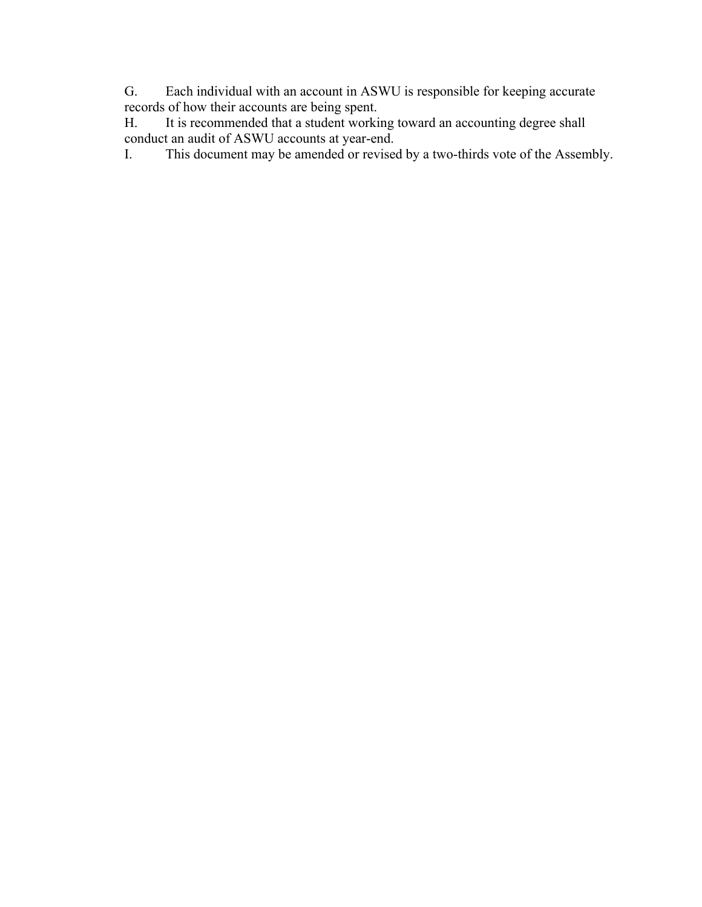G. Each individual with an account in ASWU is responsible for keeping accurate records of how their accounts are being spent.

H. It is recommended that a student working toward an accounting degree shall conduct an audit of ASWU accounts at year-end.

I. This document may be amended or revised by a two-thirds vote of the Assembly.